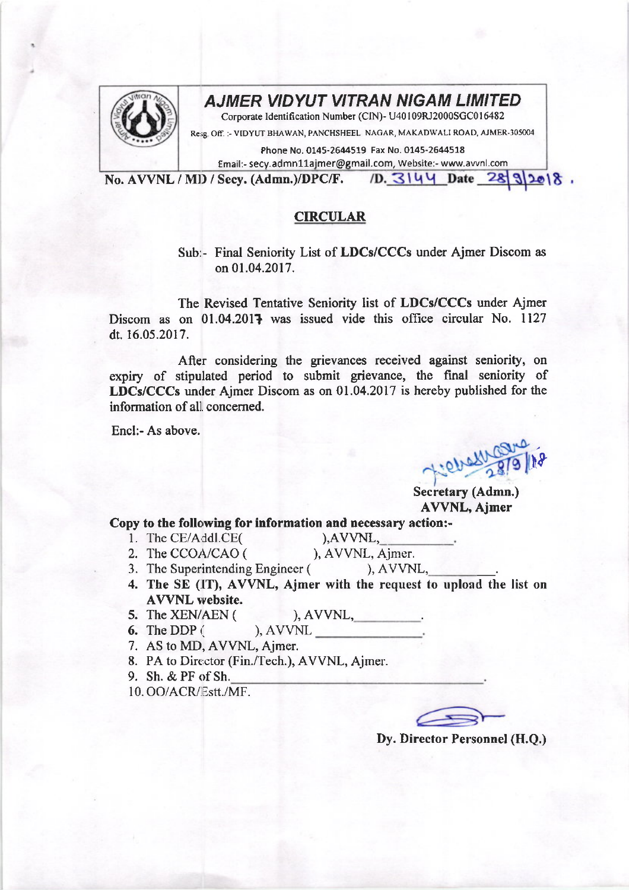# AJMER VIDYUT VITRAN NIGAM LIMITED

Corporate Identification Number (CIN)- U40109RJ2000SGC016482

Regg. Off. :- VIDYUT BHAWAN, PANCHSHEEL NAGAR, MAKADWALI ROAD, AJMER-305004

Phone No. 0145-2644519 Fax No. 0145-2644518

Email:- secy.admn11ajmer@gmail.com, Website:- www.avvnl.com

**No. AVVNL / MD / Secy. (Admn.)/DPC/F. /D. 3144 Date 28/9/2018.**

## CIRCULAR

Sub:- Final Seniority List of **LDCs/CCCs** under Ajmer Discom as on 01.04.2017.

The Revised Tentative Seniority list of **LDCs/CCCs** under Ajmer Discom as on 01.04.2017 was issued vide this office circular No. 1127 dt. 16.05.2017.

After considering the grievances received against seniority, on expiry of stipulated period to submit grievance, the final seniority of **LDCs/CCCs** under Ajmer Discom as on 01.04.2017 is hereby published for the information of all concerned.

Encl:- As above.

28/9/18

**Secretary (Admn.)**
**AVVNL, Ajmer**

**Copy to the following for information and necessary action:-**

1. The CE/Addl.CE( ),AVVNL,\_\_\_\_\_\_\_\_\_\_.
2. The CCOA/CAO ( ), AVVNL, Ajmer.
3. The Superintending Engineer ( ), AVVNL,\_\_\_\_\_\_\_\_\_.
4. **The SE (IT), AVVNL, Ajmer with the request to upload the list on AVVNL website.**
5. The XEN/AEN ( ), AVVNL,\_\_\_\_\_\_\_\_\_.
6. The DDP ( ), AVVNL \_\_\_\_\_\_\_\_\_\_\_\_\_\_.
7. AS to MD, AVVNL, Ajmer.
8. PA to Director (Fin./Tech.), AVVNL, Ajmer.
9. Sh. & PF of Sh.\_\_\_\_\_\_\_\_\_\_\_\_\_\_\_\_\_\_\_\_\_\_\_\_\_\_\_\_\_\_\_\_\_\_.
10. OO/ACR/Estt./MF.

**Dy. Director Personnel (H.Q.)**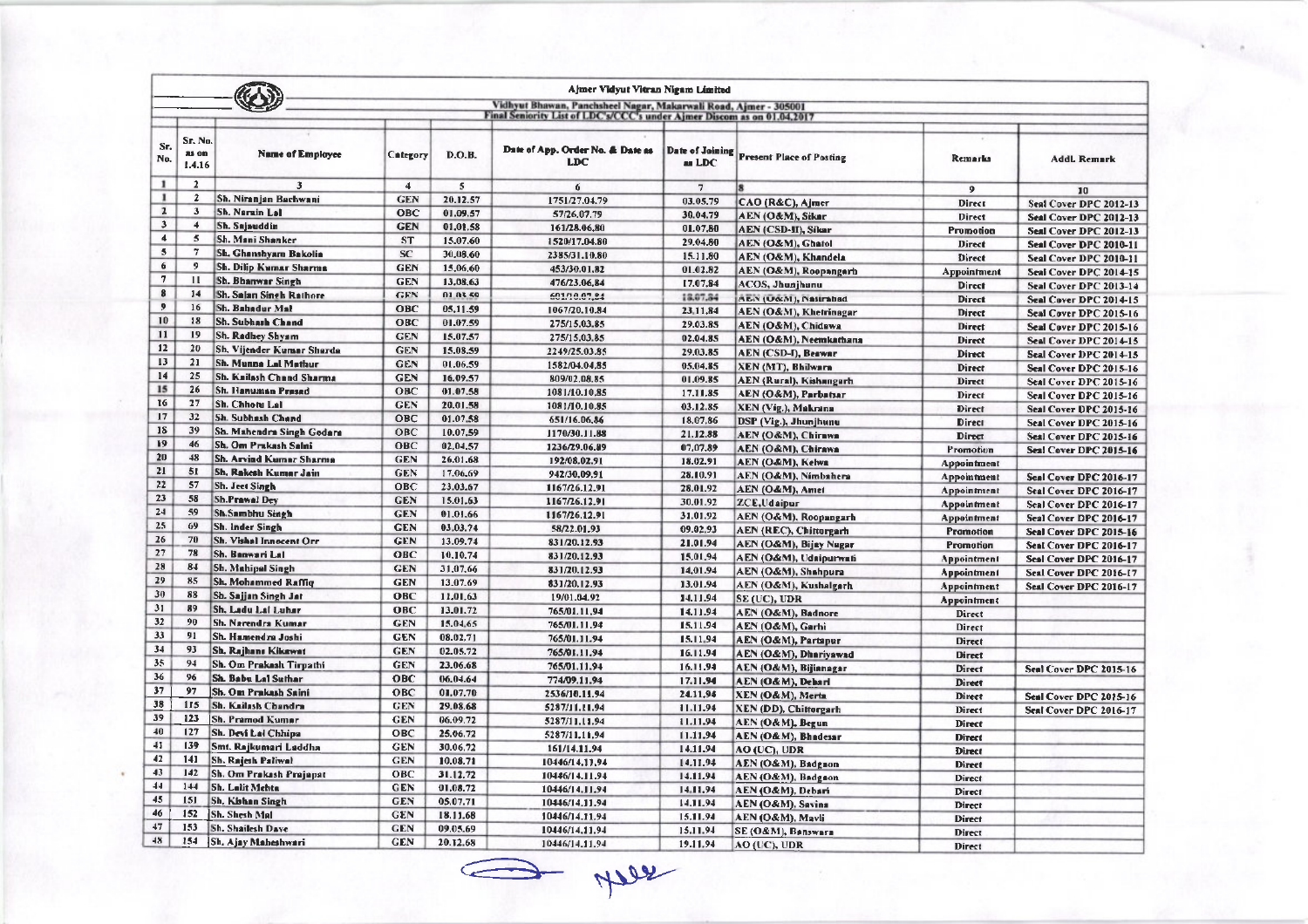# Ajmer Vidyut Vitran Nigam Limited

Vidhyut Bhawan, Panchsheel Nagar, Makarwali Road, Ajmer - 305001

Final Seniority List of LDC's/CCC's under Ajmer Discom as on 01.04.2017

| Sr. No. | Sr. No. as on 1.4.16 | Name of Employee | Category | D.O.B. | Date of App. Order No. & Date as LDC | Date of Joining as LDC | Present Place of Posting | Remarks | Addl. Remark |
|---|---|---|---|---|---|---|---|---|---|
| 1 | 2 | 3 | 4 | 5 | 6 | 7 | 8 | 9 | 10 |
| 1 | 2 | Sh. Niranjan Bachwani | GEN | 20.12.57 | 1751/27.04.79 | 03.05.79 | CAO (R&C), Ajmer | Direct | Seal Cover DPC 2012-13 |
| 2 | 3 | Sh. Narain Lal | OBC | 01.09.57 | 57/26.07.79 | 30.04.79 | AEN (O&M), Sikar | Direct | Seal Cover DPC 2012-13 |
| 3 | 4 | Sh. Sajauddin | GEN | 01.01.58 | 161/28.06.80 | 01.07.80 | AEN (CSD-II), Sikar | Promotion | Seal Cover DPC 2012-13 |
| 4 | 5 | Sh. Mani Shanker | ST | 15.07.60 | 1520/17.04.80 | 29.04.80 | AEN (O&M), Ghatol | Direct | Seal Cover DPC 2010-11 |
| 5 | 7 | Sh. Ghanshyam Bakolia | SC | 30.08.60 | 2385/31.10.80 | 15.11.80 | AEN (O&M), Khandela | Direct | Seal Cover DPC 2010-11 |
| 6 | 9 | Sh. Dilip Kumar Sharma | GEN | 15.06.60 | 453/30.01.82 | 01.02.82 | AEN (O&M), Roopangarh | Appointment | Seal Cover DPC 2014-15 |
| 7 | 11 | Sh. Bhanwar Singh | GEN | 13.08.63 | 476/23.06.84 | 17.07.84 | ACOS, Jhunjhunu | Direct | Seal Cover DPC 2013-14 |
| 8 | 14 | Sh. Sajan Singh Rathore | GEN | 01.03.59 | 601/10.07.84 | 18.07.84 | AEN (O&M), Nasirabad | Direct | Seal Cover DPC 2014-15 |
| 9 | 16 | Sh. Bahadur Mal | OBC | 05.11.59 | 1067/20.10.84 | 23.11.84 | AEN (O&M), Khetrinagar | Direct | Seal Cover DPC 2015-16 |
| 10 | 18 | Sh. Subhash Chand | OBC | 01.07.59 | 275/15.03.85 | 29.03.85 | AEN (O&M), Chidawa | Direct | Seal Cover DPC 2015-16 |
| 11 | 19 | Sh. Radhey Shyam | GEN | 15.07.57 | 275/15.03.85 | 02.04.85 | AEN (O&M), Neemkathana | Direct | Seal Cover DPC 2014-15 |
| 12 | 20 | Sh. Vijender Kumar Sharda | GEN | 15.08.59 | 2249/25.03.85 | 29.03.85 | AEN (CSD-I), Beawar | Direct | Seal Cover DPC 2014-15 |
| 13 | 21 | Sh. Munna Lal Mathur | GEN | 01.06.59 | 1582/04.04.85 | 05.04.85 | XEN (MT), Bhilwara | Direct | Seal Cover DPC 2015-16 |
| 14 | 25 | Sh. Kailash Chand Sharma | GEN | 16.09.57 | 809/02.08.85 | 01.09.85 | AEN (Rural), Kishangarh | Direct | Seal Cover DPC 2015-16 |
| 15 | 26 | Sh. Hanuman Prasad | OBC | 01.07.58 | 1081/10.10.85 | 17.11.85 | AEN (O&M), Parbatsar | Direct | Seal Cover DPC 2015-16 |
| 16 | 27 | Sh. Chhotu Lal | GEN | 20.01.58 | 1081/10.10.85 | 03.12.85 | XEN (Vig.), Makrana | Direct | Seal Cover DPC 2015-16 |
| 17 | 32 | Sh. Subhash Chand | OBC | 01.07.58 | 651/16.06.86 | 18.07.86 | DSP (Vig.), Jhunjhunu | Direct | Seal Cover DPC 2015-16 |
| 18 | 39 | Sh. Mahendra Singh Godara | OBC | 10.07.59 | 1170/30.11.88 | 21.12.88 | AEN (O&M), Chirawa | Direct | Seal Cover DPC 2015-16 |
| 19 | 46 | Sh. Om Prakash Saini | OBC | 02.04.57 | 1236/29.06.89 | 07.07.89 | AEN (O&M), Chirawa | Promotion | Seal Cover DPC 2015-16 |
| 20 | 48 | Sh. Arvind Kumar Sharma | GEN | 26.01.68 | 192/08.02.91 | 18.02.91 | AEN (O&M), Kekri | Appointment | |
| 21 | 51 | Sh. Rakesh Kumar Jain | GEN | 17.06.69 | 942/30.09.91 | 28.10.91 | AEN (O&M), Nimbahera | Appointment | Seal Cover DPC 2016-17 |
| 22 | 57 | Sh. Jeet Singh | OBC | 23.03.67 | 1167/26.12.91 | 28.01.92 | AEN (O&M), Amet | Appointment | Seal Cover DPC 2016-17 |
| 23 | 58 | Sh.Prawal Dey | GEN | 15.01.63 | 1167/26.12.91 | 30.01.92 | ZCE,Udaipur | Appointment | Seal Cover DPC 2016-17 |
| 24 | 59 | Sh.Sambhu Singh | GEN | 01.01.66 | 1167/26.12.91 | 31.01.92 | AEN (O&M), Roopangarh | Appointment | Seal Cover DPC 2016-17 |
| 25 | 69 | Sh. Inder Singh | GEN | 03.03.74 | 58/22.01.93 | 09.02.93 | AEN (REC), Chittorgarh | Promotion | Seal Cover DPC 2015-16 |
| 26 | 70 | Sh. Vishal Innocent Orr | GEN | 13.09.74 | 831/20.12.93 | 21.01.94 | AEN (O&M), Bijay Nagar | Promotion | Seal Cover DPC 2016-17 |
| 27 | 78 | Sh. Banwari Lal | OBC | 10.10.74 | 831/20.12.93 | 15.01.94 | AEN (O&M), Udaipurwati | Appointment | Seal Cover DPC 2016-17 |
| 28 | 84 | Sh. Mahipal Singh | GEN | 31.07.66 | 831/20.12.93 | 14.01.94 | AEN (O&M), Shahpura | Appointment | Seal Cover DPC 2016-17 |
| 29 | 85 | Sh. Mohammed Raffiq | GEN | 13.07.69 | 831/20.12.93 | 13.01.94 | AEN (O&M), Kushalgarh | Appointment | Seal Cover DPC 2016-17 |
| 30 | 88 | Sh. Sajjan Singh Jat | OBC | 11.01.63 | 19/01.04.92 | 14.11.94 | SE (UC), UDR | Appointment | |
| 31 | 89 | Sh. Ladu Lal Luhar | OBC | 13.01.72 | 765/01.11.94 | 14.11.94 | AEN (O&M), Badnore | Direct | |
| 32 | 90 | Sh. Narendra Kumar | GEN | 15.04.65 | 765/01.11.94 | 15.11.94 | AEN (O&M), Garhi | Direct | |
| 33 | 91 | Sh. Hamendra Joshi | GEN | 08.02.71 | 765/01.11.94 | 15.11.94 | AEN (O&M), Partapur | Direct | |
| 34 | 93 | Sh. Rajhans Kikawat | GEN | 02.05.72 | 765/01.11.94 | 16.11.94 | AEN (O&M), Dhariyawad | Direct | |
| 35 | 94 | Sh. Om Prakash Tirpathi | GEN | 23.06.68 | 765/01.11.94 | 16.11.94 | AEN (O&M), Bijianagar | Direct | Seal Cover DPC 2015-16 |
| 36 | 96 | Sh. Babu Lal Suthar | OBC | 06.04.64 | 774/09.11.94 | 17.11.94 | AEN (O&M), Debari | Direct | |
| 37 | 97 | Sh. Om Prakash Saini | OBC | 01.07.70 | 2536/10.11.94 | 24.11.94 | XEN (O&M), Merta | Direct | Seal Cover DPC 2015-16 |
| 38 | 115 | Sh. Kailash Chandra | GEN | 29.08.68 | 5287/11.11.94 | 11.11.94 | XEN (DD), Chittorgarh | Direct | Seal Cover DPC 2016-17 |
| 39 | 123 | Sh. Pramod Kumar | GEN | 06.09.72 | 5287/11.11.94 | 11.11.94 | AEN (O&M), Begun | Direct | |
| 40 | 127 | Sh. Devi Lal Chhipa | OBC | 25.06.72 | 5287/11.11.94 | 11.11.94 | AEN (O&M), Bhadesar | Direct | |
| 41 | 139 | Smt. Rajkumari Laddha | GEN | 30.06.72 | 161/14.11.94 | 14.11.94 | AO (UC), UDR | Direct | |
| 42 | 141 | Sh. Rajesh Paliwal | GEN | 10.08.71 | 10446/14.11.94 | 14.11.94 | AEN (O&M), Badgaon | Direct | |
| 43 | 142 | Sh. Om Prakash Prajapat | OBC | 31.12.72 | 10446/14.11.94 | 14.11.94 | AEN (O&M), Badgaon | Direct | |
| 44 | 144 | Sh. Lalit Mehta | GEN | 01.08.72 | 10446/14.11.94 | 14.11.94 | AEN (O&M), Debari | Direct | |
| 45 | 151 | Sh. Kishan Singh | GEN | 05.07.71 | 10446/14.11.94 | 14.11.94 | AEN (O&M), Savina | Direct | |
| 46 | 152 | Sh. Shesh Mal | GEN | 18.11.68 | 10446/14.11.94 | 15.11.94 | AEN (O&M), Mavli | Direct | |
| 47 | 153 | Sh. Shailesh Dave | GEN | 09.05.69 | 10446/14.11.94 | 15.11.94 | SE (O&M), Banswara | Direct | |
| 48 | 154 | Sh. Ajay Maheshwari | GEN | 20.12.68 | 10446/14.11.94 | 19.11.94 | AO (UC), UDR | Direct | |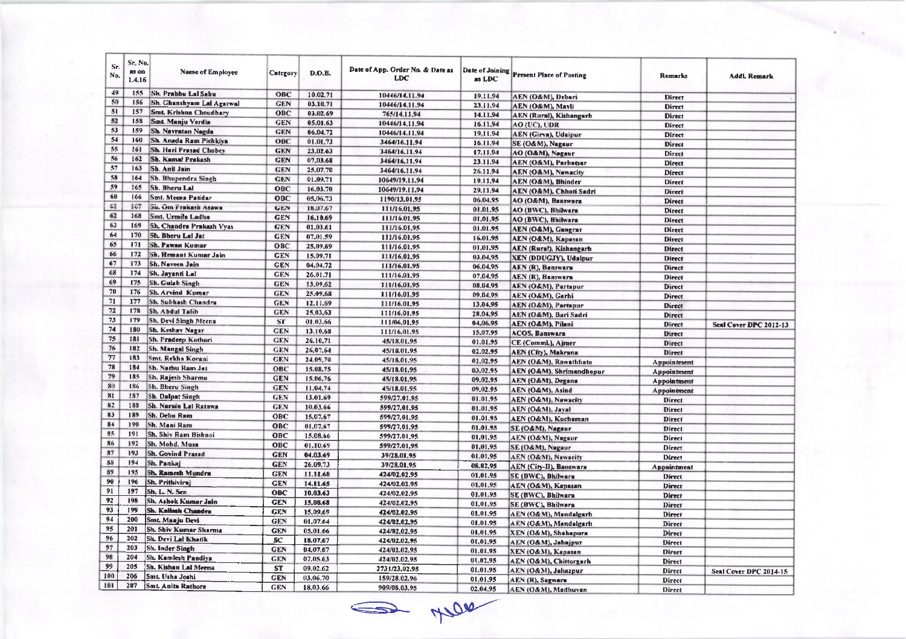| Sr. No. | Sr. No. as on 1.4.16 | Name of Employee | Category | D.O.B. | Date of App. Order No. & Date as LDC | Date of Joining as LDC | Present Place of Posting | Remarks | Addl. Remark |
|---|---|---|---|---|---|---|---|---|---|
| 49 | 155 | Sh. Prabhu Lal Sahu | OBC | 10.02.71 | 10446/14.11.94 | 19.11.94 | AEN (O&M), Debari | Direct | |
| 50 | 156 | Sh. Ghanshyam Lal Agarwal | GEN | 03.10.71 | 10446/14.11.94 | 23.11.94 | AEN (O&M), Mavli | Direct | |
| 51 | 157 | Smt. Krishna Choudhary | OBC | 03.02.69 | 765/14.11.94 | 14.11.94 | AEN (Rural), Kishangarh | Direct | |
| 52 | 158 | Smt. Manju Verdia | GEN | 05.01.63 | 10446/14.11.94 | 16.11.94 | AO (UC), UDR | Direct | |
| 53 | 159 | Sh. Navratan Nagda | GEN | 06.04.72 | 10446/14.11.94 | 19.11.94 | AEN (Girva), Udaipur | Direct | |
| 54 | 160 | Sh. Anada Ram Pichkiya | OBC | 01.01.73 | 3464/16.11.94 | 16.11.94 | SE (O&M), Nagaur | Direct | |
| 55 | 161 | Sh. Hari Prasad Chobey | GEN | 23.02.63 | 3464/16.11.94 | 17.11.94 | AO (O&M), Nagaur | Direct | |
| 56 | 162 | Sh. Kamal Prakash | GEN | 07.03.68 | 3464/16.11.94 | 23.11.94 | AEN (O&M), Parbatsar | Direct | |
| 57 | 163 | Sh. Anil Jain | GEN | 25.07.70 | 3464/16.11.94 | 26.11.94 | AEN (O&M), Nawacity | Direct | |
| 58 | 164 | Sh. Bhupendra Singh | GEN | 01.09.71 | 10649/19.11.94 | 19.11.94 | AEN (O&M), Bhinder | Direct | |
| 59 | 165 | Sh. Bheru Lal | OBC | 16.03.70 | 10649/19.11.94 | 29.11.94 | AEN (O&M), Chhoti Sadri | Direct | |
| 60 | 166 | Smt. Meena Patidar | OBC | 05.06.73 | 1190/13.01.95 | 06.04.95 | AO (O&M), Banswara | Direct | |
| 61 | 167 | Sh. Om Prakash Asawa | GEN | 18.07.67 | 111/16.01.95 | 01.01.95 | AO (BWC), Bhilwara | Direct | |
| 62 | 168 | Smt. Urmila Ladha | GEN | 16.10.69 | 111/16.01.95 | 01.01.95 | AO (BWC), Bhilwara | Direct | |
| 63 | 169 | Sh. Chandra Prakash Vyas | GEN | 01.03.61 | 111/16.01.95 | 01.01.95 | AEN (O&M), Gangrar | Direct | |
| 64 | 170 | Sh. Bheru Lal Jat | GEN | 07.01.59 | 111/16.01.95 | 16.01.95 | AEN (O&M), Kapasan | Direct | |
| 65 | 171 | Sh. Pawan Kumar | OBC | 25.09.69 | 111/16.01.95 | 01.01.95 | AEN (Rural), Kishangarh | Direct | |
| 66 | 172 | Sh. Hemant Kumar Jain | GEN | 15.09.71 | 111/16.01.95 | 03.04.95 | XEN (DDUGJY), Udaipur | Direct | |
| 67 | 173 | Sh. Naveen Jain | GEN | 04.04.72 | 111/16.01.95 | 06.04.95 | AEN (R), Banswara | Direct | |
| 68 | 174 | Sh. Jayanti Lal | GEN | 26.01.71 | 111/16.01.95 | 07.04.95 | AEN (R), Banswara | Direct | |
| 69 | 175 | Sh. Gulab Singh | GEN | 13.09.62 | 111/16.01.95 | 08.04.95 | AEN (O&M), Partapur | Direct | |
| 70 | 176 | Sh. Arvind Kumar | GEN | 25.09.68 | 111/16.01.95 | 09.04.95 | AEN (O&M), Garhi | Direct | |
| 71 | 177 | Sh. Subhash Chandra | GEN | 12.11.69 | 111/16.01.95 | 13.04.95 | AEN (O&M), Partapur | Direct | |
| 72 | 178 | Sh. Abdul Talib | GEN | 25.03.63 | 111/16.01.95 | 28.04.95 | AEN (O&M), Bari Sadri | Direct | |
| 73 | 179 | Sh. Devi Singh Meena | ST | 01.03.66 | 111/06.01.95 | 04.06.95 | AEN (O&M), Pilani | Direct | Seal Cover DPC 2012-13 |
| 74 | 180 | Sh. Keshav Nagar | GEN | 13.10.68 | 111/16.01.95 | 15.07.95 | ACOS, Banswara | Direct | |
| 75 | 181 | Sh. Pradeep Kothari | GEN | 26.10.71 | 45/18.01.95 | 01.01.95 | CE (Comml.), Ajmer | Direct | |
| 76 | 182 | Sh. Mangal Singh | GEN | 26.07.64 | 45/18.01.95 | 02.02.95 | AEN (City), Makrana | Direct | |
| 77 | 183 | Smt. Rekha Korani | GEN | 24.09.70 | 45/18.01.95 | 01.02.95 | AEN (O&M), Rawatbhata | Appointment | |
| 78 | 184 | Sh. Nathu Ram Jat | OBC | 15.08.75 | 45/18.01.95 | 03.02.95 | AEN (O&M), Shrimandhopur | Appointment | |
| 79 | 185 | Sh. Rajesh Sharma | GEN | 15.06.76 | 45/18.01.95 | 09.02.95 | AEN (O&M), Degana | Appointment | |
| 80 | 186 | Sh. Bheru Singh | GEN | 11.04.74 | 45/18.01.95 | 09.02.95 | AEN (O&M), Asind | Appointment | |
| 81 | 187 | Sh. Dalpat Singh | GEN | 13.01.69 | 599/27.01.95 | 01.01.95 | AEN (O&M), Nawacity | Direct | |
| 82 | 188 | Sh. Narain Lal Ratawa | GEN | 10.03.66 | 599/27.01.95 | 01.01.95 | AEN (O&M), Jayal | Direct | |
| 83 | 189 | Sh. Debu Ram | OBC | 15.07.67 | 599/27.01.95 | 01.01.95 | AEN (O&M), Kuchaman | Direct | |
| 84 | 190 | Sh. Mani Ram | OBC | 01.07.67 | 599/27.01.95 | 01.01.95 | SE (O&M), Nagaur | Direct | |
| 85 | 191 | Sh. Shiv Ram Bishnoi | OBC | 15.08.66 | 599/27.01.95 | 01.01.95 | AEN (O&M), Nagaur | Direct | |
| 86 | 192 | Sh. Mohd. Musa | OBC | 01.10.69 | 599/27.01.95 | 01.01.95 | SE (O&M), Nagaur | Direct | |
| 87 | 193 | Sh. Govind Prasad | GEN | 04.03.69 | 39/28.01.95 | 01.01.95 | AEN (O&M), Nawacity | Direct | |
| 88 | 194 | Sh. Pankaj | GEN | 26.09.73 | 39/28.01.95 | 08.02.95 | AEN (City-II), Banswara | Appointment | |
| 89 | 195 | Sh. Ramesh Mundra | GEN | 11.11.68 | 424/02.02.95 | 01.01.95 | SE (BWC), Bhilwara | Direct | |
| 90 | 196 | Sh. Prithiviraj | GEN | 14.11.65 | 424/02.02.95 | 01.01.95 | AEN (O&M), Kapasan | Direct | |
| 91 | 197 | Sh. L. N. Sen | OBC | 10.03.63 | 424/02.02.95 | 01.01.95 | SE (BWC), Bhilwara | Direct | |
| 92 | 198 | Sh. Ashok Kumar Jain | GEN | 15.08.68 | 424/02.02.95 | 01.01.95 | SE (BWC), Bhilwara | Direct | |
| 93 | 199 | Sh. Kailash Chandra | GEN | 15.09.69 | 424/02.02.95 | 01.01.95 | AEN (O&M), Mandalgarh | Direct | |
| 94 | 200 | Smt. Manju Devi | GEN | 01.07.64 | 424/02.02.95 | 01.01.95 | AEN (O&M), Mandalgarh | Direct | |
| 95 | 201 | Sh. Shiv Kumar Sharma | GEN | 05.01.66 | 424/02.02.95 | 01.01.95 | XEN (O&M), Shahapura | Direct | |
| 96 | 202 | Sh. Devi Lal Khatik | SC | 18.07.67 | 424/02.02.95 | 01.01.95 | AEN (O&M), Jahajpur | Direct | |
| 97 | 203 | Sh. Inder Singh | GEN | 04.07.67 | 424/02.02.95 | 01.01.95 | XEN (O&M), Kapasan | Direct | |
| 98 | 204 | Sh. Kamlesh Pandiya | GEN | 07.05.63 | 424/02.02.95 | 01.02.95 | AEN (O&M), Chittorgarh | Direct | |
| 99 | 205 | Sh. Kishan Lal Meena | ST | 09.02.62 | 2731/23.02.95 | 01.01.95 | AEN (O&M), Jahazpur | Direct | Seal Cover DPC 2014-15 |
| 100 | 206 | Smt. Usha Joshi | GEN | 03.06.70 | 159/28.02.96 | 01.01.95 | AEN (R), Sagwara | Direct | |
| 101 | 207 | Smt. Anita Rathore | GEN | 18.03.66 | 909/08.03.95 | 02.04.95 | AEN (O&M), Madhuvan | Direct | |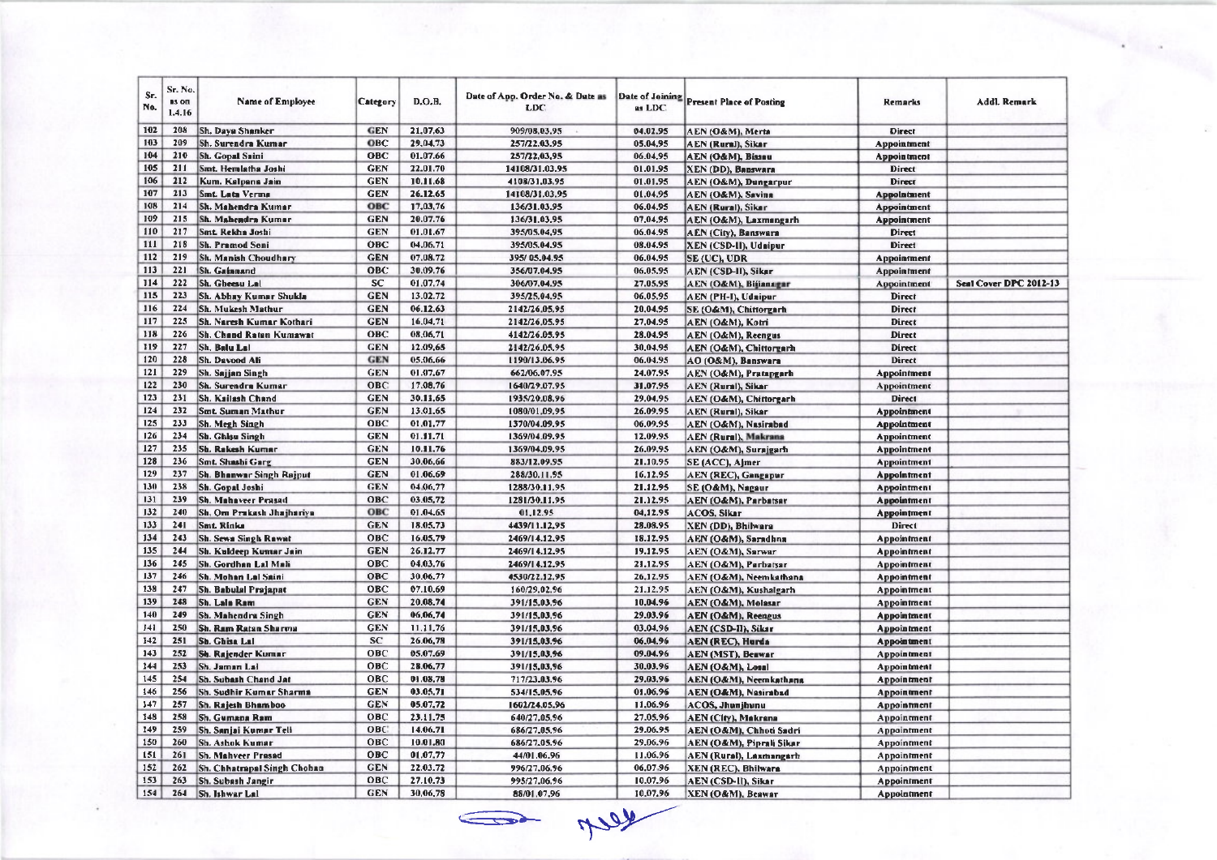| Sr. No. | Sr. No. as on 1.4.16 | Name of Employee | Category | D.O.B. | Date of App. Order No. & Date as LDC | Date of Joining as LDC | Present Place of Posting | Remarks | Addl. Remark |
|---|---|---|---|---|---|---|---|---|---|
| 102 | 208 | Sh. Daya Shanker | GEN | 21.07.63 | 909/08.03.95 | 04.02.95 | AEN (O&M), Merta | Direct | |
| 103 | 209 | Sh. Surendra Kumar | OBC | 29.04.73 | 257/22.03.95 | 05.04.95 | AEN (Rural), Sikar | Appointment | |
| 104 | 210 | Sh. Gopal Saini | OBC | 01.07.66 | 257/22.03.95 | 06.04.95 | AEN (O&M), Bissau | Appointment | |
| 105 | 211 | Smt. Hemlatha Joshi | GEN | 22.01.70 | 14108/31.03.95 | 01.01.95 | XEN (DD), Banswara | Direct | |
| 106 | 212 | Kum. Kalpana Jain | GEN | 10.11.68 | 4108/31.03.95 | 01.01.95 | AEN (O&M), Dungarpur | Direct | |
| 107 | 213 | Smt. Lata Verma | GEN | 26.12.65 | 14108/31.03.95 | 01.04.95 | AEN (O&M), Savina | Appointment | |
| 108 | 214 | Sh. Mahendra Kumar | OBC | 17.03.76 | 136/31.03.95 | 06.04.95 | AEN (Rural), Sikar | Appointment | |
| 109 | 215 | Sh. Mahendra Kumar | GEN | 20.07.76 | 136/31.03.95 | 07.04.95 | AEN (O&M), Laxmangarh | Appointment | |
| 110 | 217 | Smt. Rekha Joshi | GEN | 01.01.67 | 395/05.04.95 | 06.04.95 | AEN (City), Banswara | Direct | |
| 111 | 218 | Sh. Pramod Soni | OBC | 04.06.71 | 395/05.04.95 | 08.04.95 | XEN (CSD-II), Udaipur | Direct | |
| 112 | 219 | Sh. Manish Choudhary | GEN | 07.08.72 | 395/ 05.04.95 | 06.04.95 | SE (UC), UDR | Appointment | |
| 113 | 221 | Sh. Gajanand | OBC | 30.09.76 | 356/07.04.95 | 06.05.95 | AEN (CSD-II), Sikar | Appointment | |
| 114 | 222 | Sh. Gheesu Lal | SC | 01.07.74 | 306/07.04.95 | 27.05.95 | AEN (O&M), Bijianagar | Appointment | Seal Cover DPC 2012-13 |
| 115 | 223 | Sh. Abhay Kumar Shukla | GEN | 13.02.72 | 395/25.04.95 | 06.05.95 | AEN (PH-I), Udaipur | Direct | |
| 116 | 224 | Sh. Mukesh Mathur | GEN | 06.12.63 | 2142/26.05.95 | 20.04.95 | SE (O&M), Chittorgarh | Direct | |
| 117 | 225 | Sh. Naresh Kumar Kothari | GEN | 16.04.71 | 2142/26.05.95 | 27.04.95 | AEN (O&M), Kotri | Direct | |
| 118 | 226 | Sh. Chand Ratan Kumawat | OBC | 08.06.71 | 4142/26.05.95 | 28.04.95 | AEN (O&M), Reengus | Direct | |
| 119 | 227 | Sh. Balu Lal | GEN | 12.09.65 | 2142/26.05.95 | 30.04.95 | AEN (O&M), Chittorgarh | Direct | |
| 120 | 228 | Sh. Davood Ali | GEN | 05.06.66 | 1190/13.06.95 | 06.04.95 | AO (O&M), Banswara | Direct | |
| 121 | 229 | Sh. Sajjan Singh | GEN | 01.07.67 | 662/06.07.95 | 24.07.95 | AEN (O&M), Pratapgarh | Appointment | |
| 122 | 230 | Sh. Surendra Kumar | OBC | 17.08.76 | 1640/29.07.95 | 31.07.95 | AEN (Rural), Sikar | Appointment | |
| 123 | 231 | Sh. Kailash Chand | GEN | 30.11.65 | 1935/29.08.96 | 29.04.95 | AEN (O&M), Chittorgarh | Direct | |
| 124 | 232 | Smt. Suman Mathur | GEN | 13.01.65 | 1080/01.09.95 | 26.09.95 | AEN (Rural), Sikar | Appointment | |
| 125 | 233 | Sh. Megh Singh | OBC | 01.01.77 | 1370/04.09.95 | 06.09.95 | AEN (O&M), Nasirabad | Appointment | |
| 126 | 234 | Sh. Ghisu Singh | GEN | 01.11.71 | 1369/04.09.95 | 12.09.95 | AEN (Rural), Makrana | Appointment | |
| 127 | 235 | Sh. Rakesh Kumar | GEN | 10.11.76 | 1369/04.09.95 | 26.09.95 | AEN (O&M), Surajgarh | Appointment | |
| 128 | 236 | Smt. Shashi Garg | GEN | 30.06.66 | 883/12.09.95 | 21.10.95 | SE (ACC), Ajmer | Appointment | |
| 129 | 237 | Sh. Bhanwar Singh Rajput | GEN | 01.06.69 | 288/30.11.95 | 16.12.95 | AEN (REC), Gangapur | Appointment | |
| 130 | 238 | Sh. Gopal Joshi | GEN | 04.06.77 | 1288/30.11.95 | 21.12.95 | SE (O&M), Nagaur | Appointment | |
| 131 | 239 | Sh. Mahaveer Prasad | OBC | 03.05.72 | 1281/30.11.95 | 21.12.95 | AEN (O&M), Parbatsar | Appointment | |
| 132 | 240 | Sh. Om Prakash Jhajhariya | OBC | 01.04.65 | 01.12.95 | 04.12.95 | ACOS, Sikar | Appointment | |
| 133 | 241 | Smt. Rinku | GEN | 18.05.73 | 4439/11.12.95 | 28.08.95 | XEN (DD), Bhilwara | Direct | |
| 134 | 243 | Sh. Sewa Singh Rawat | OBC | 16.05.79 | 2469/14.12.95 | 18.12.95 | AEN (O&M), Saradhna | Appointment | |
| 135 | 244 | Sh. Kuldeep Kumar Jain | GEN | 26.12.77 | 2469/14.12.95 | 19.12.95 | AEN (O&M), Sarwar | Appointment | |
| 136 | 245 | Sh. Gordhan Lal Mali | OBC | 04.03.76 | 2469/14.12.95 | 21.12.95 | AEN (O&M), Parbatsar | Appointment | |
| 137 | 246 | Sh. Mohan Lal Saini | OBC | 30.06.77 | 4530/22.12.95 | 26.12.95 | AEN (O&M), Neemkathana | Appointment | |
| 138 | 247 | Sh. Babulal Prajapat | OBC | 07.10.69 | 160/29.02.96 | 21.12.95 | AEN (O&M), Kushalgarh | Appointment | |
| 139 | 248 | Sh. Lala Ram | GEN | 20.08.74 | 391/15.03.96 | 10.04.96 | AEN (O&M), Molasar | Appointment | |
| 140 | 249 | Sh. Mahendra Singh | GEN | 06.06.74 | 391/15.03.96 | 29.03.96 | AEN (O&M), Reengus | Appointment | |
| 141 | 250 | Sh. Ram Ratan Sharma | GEN | 11.11.76 | 391/15.03.96 | 03.04.96 | AEN (CSD-II), Sikar | Appointment | |
| 142 | 251 | Sh. Ghisa Lal | SC | 26.06.78 | 391/15.03.96 | 06.04.96 | AEN (REC), Hurda | Appointment | |
| 143 | 252 | Sh. Rajender Kumar | OBC | 05.07.69 | 391/15.03.96 | 09.04.96 | AEN (MST), Beawar | Appointment | |
| 144 | 253 | Sh. Jaman Lal | OBC | 28.06.77 | 391/15.03.96 | 30.03.96 | AEN (O&M), Losal | Appointment | |
| 145 | 254 | Sh. Subash Chand Jat | OBC | 01.08.78 | 717/23.03.96 | 29.03.96 | AEN (O&M), Neemkathana | Appointment | |
| 146 | 256 | Sh. Sudhir Kumar Sharma | GEN | 03.05.71 | 534/15.05.96 | 01.06.96 | AEN (O&M), Nasirabad | Appointment | |
| 147 | 257 | Sh. Rajesh Bhamboo | GEN | 05.07.72 | 1602/24.05.96 | 11.06.96 | ACOS, Jhunjhunu | Appointment | |
| 148 | 258 | Sh. Gumana Ram | OBC | 23.11.75 | 640/27.05.96 | 27.05.96 | AEN (City), Makrana | Appointment | |
| 149 | 259 | Sh. Sanjai Kumar Teli | OBC | 14.06.71 | 686/27.05.96 | 29.06.96 | AEN (O&M), Chhoti Sadri | Appointment | |
| 150 | 260 | Sh. Ashok Kumar | OBC | 10.01.80 | 686/27.05.96 | 29.06.96 | AEN (O&M), Piprali Sikar | Appointment | |
| 151 | 261 | Sh. Mahveer Prasad | OBC | 01.07.77 | 44/01.06.96 | 11.06.96 | AEN (Rural), Laxmangarh | Appointment | |
| 152 | 262 | Sh. Chhatrapal Singh Chohan | GEN | 22.03.72 | 996/27.06.96 | 06.07.96 | XEN (REC), Bhilwara | Appointment | |
| 153 | 263 | Sh. Subash Jangir | OBC | 27.10.73 | 995/27.06.96 | 10.07.96 | AEN (CSD-II), Sikar | Appointment | |
| 154 | 264 | Sh. Ishwar Lal | GEN | 30.06.78 | 88/01.07.96 | 10.07.96 | XEN (O&M), Beawar | Appointment | |